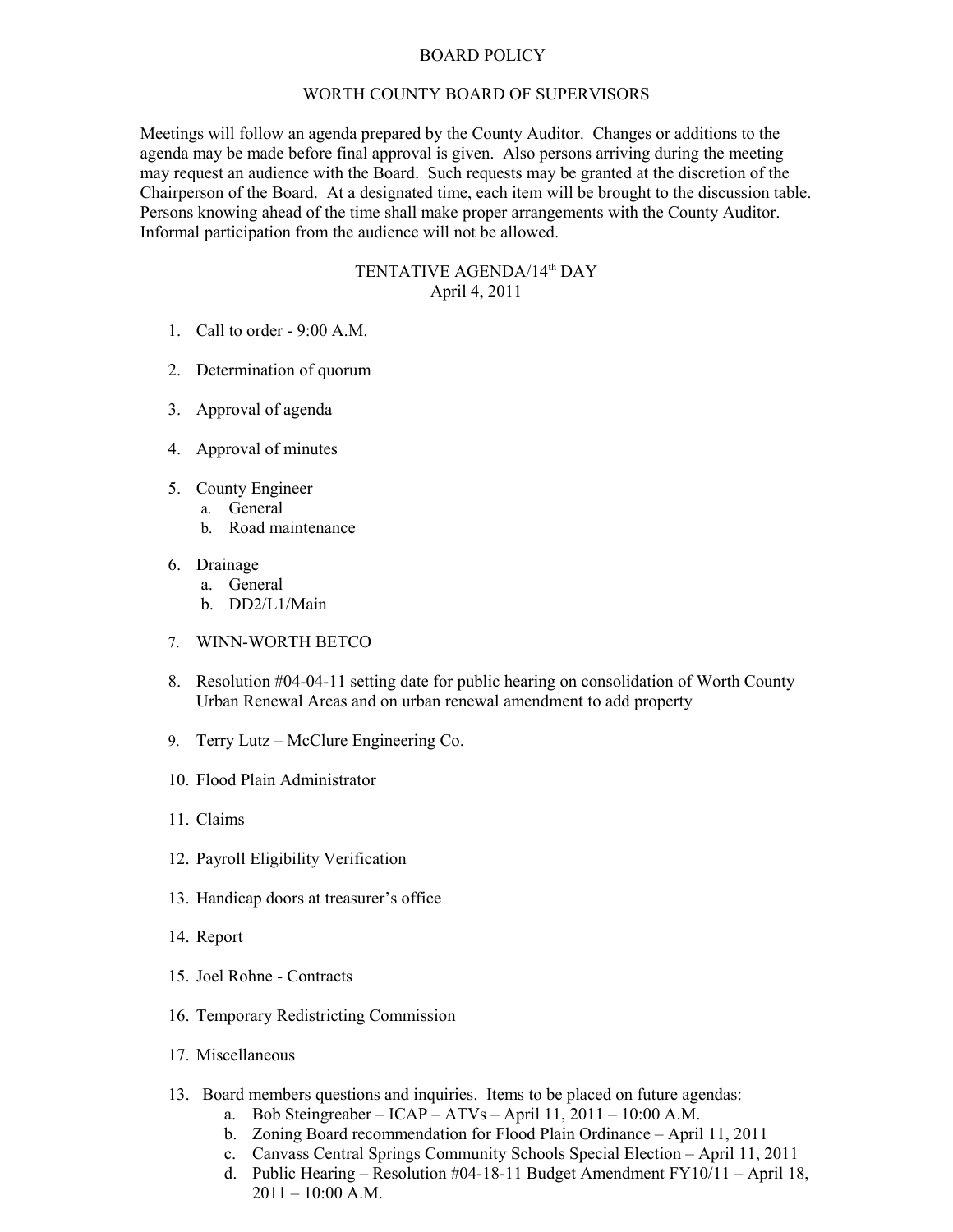# BOARD POLICY

## WORTH COUNTY BOARD OF SUPERVISORS

Meetings will follow an agenda prepared by the County Auditor. Changes or additions to the agenda may be made before final approval is given. Also persons arriving during the meeting may request an audience with the Board. Such requests may be granted at the discretion of the Chairperson of the Board. At a designated time, each item will be brought to the discussion table. Persons knowing ahead of the time shall make proper arrangements with the County Auditor. Informal participation from the audience will not be allowed.

## TENTATIVE AGENDA/14th DAY
April 4, 2011

1. Call to order - 9:00 A.M.

2. Determination of quorum

3. Approval of agenda

4. Approval of minutes

5. County Engineer
   a. General
   b. Road maintenance

6. Drainage
   a. General
   b. DD2/L1/Main

7. WINN-WORTH BETCO

8. Resolution #04-04-11 setting date for public hearing on consolidation of Worth County Urban Renewal Areas and on urban renewal amendment to add property

9. Terry Lutz – McClure Engineering Co.

10. Flood Plain Administrator

11. Claims

12. Payroll Eligibility Verification

13. Handicap doors at treasurer's office

14. Report

15. Joel Rohne - Contracts

16. Temporary Redistricting Commission

17. Miscellaneous

13. Board members questions and inquiries. Items to be placed on future agendas:
    a. Bob Steingreaber – ICAP – ATVs – April 11, 2011 – 10:00 A.M.
    b. Zoning Board recommendation for Flood Plain Ordinance – April 11, 2011
    c. Canvass Central Springs Community Schools Special Election – April 11, 2011
    d. Public Hearing – Resolution #04-18-11 Budget Amendment FY10/11 – April 18, 2011 – 10:00 A.M.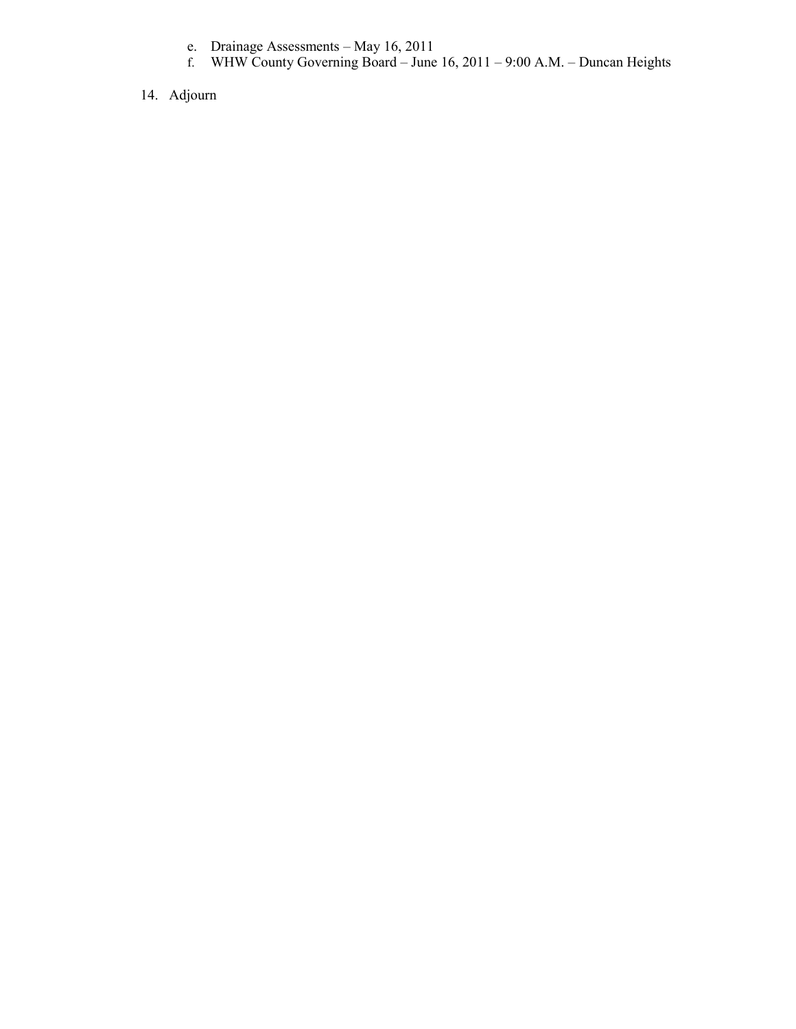e. Drainage Assessments – May 16, 2011
f. WHW County Governing Board – June 16, 2011 – 9:00 A.M. – Duncan Heights

14. Adjourn